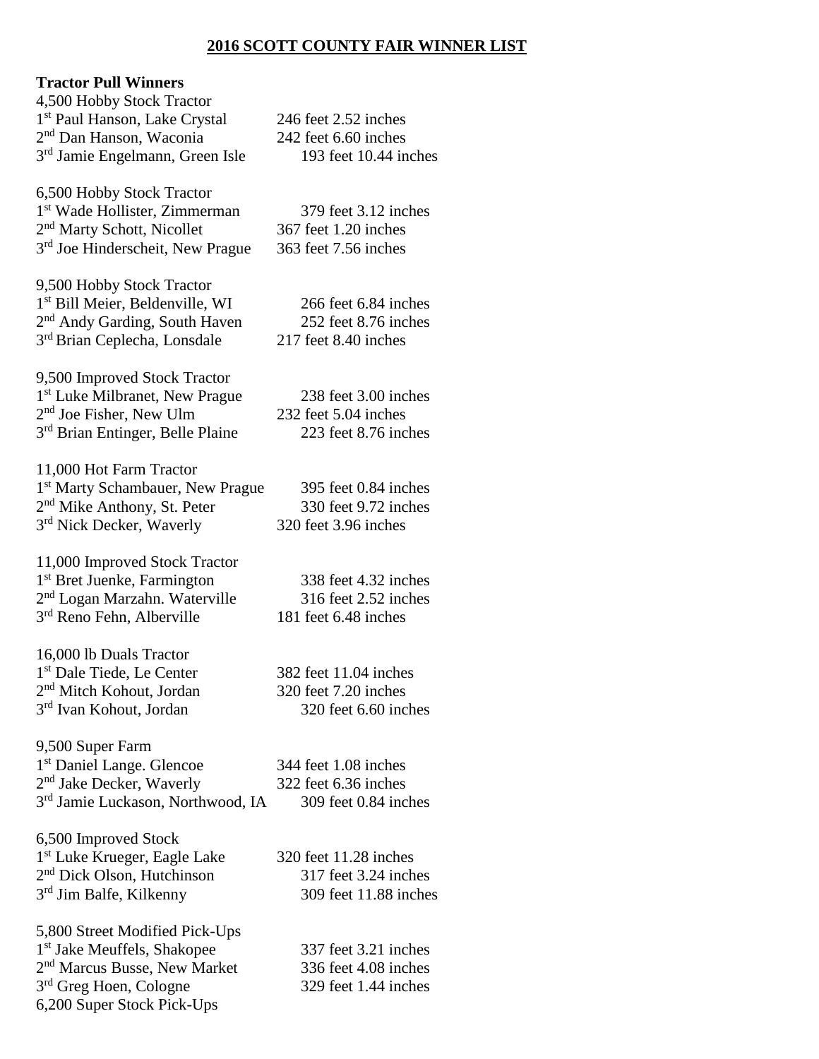# 2016 SCOTT COUNTY FAIR WINNER LIST

**Tractor Pull Winners**

4,500 Hobby Stock Tractor
1st Paul Hanson, Lake Crystal 246 feet 2.52 inches
2nd Dan Hanson, Waconia 242 feet 6.60 inches
3rd Jamie Engelmann, Green Isle 193 feet 10.44 inches

6,500 Hobby Stock Tractor
1st Wade Hollister, Zimmerman 379 feet 3.12 inches
2nd Marty Schott, Nicollet 367 feet 1.20 inches
3rd Joe Hinderscheit, New Prague 363 feet 7.56 inches

9,500 Hobby Stock Tractor
1st Bill Meier, Beldenville, WI 266 feet 6.84 inches
2nd Andy Garding, South Haven 252 feet 8.76 inches
3rd Brian Ceplecha, Lonsdale 217 feet 8.40 inches

9,500 Improved Stock Tractor
1st Luke Milbranet, New Prague 238 feet 3.00 inches
2nd Joe Fisher, New Ulm 232 feet 5.04 inches
3rd Brian Entinger, Belle Plaine 223 feet 8.76 inches

11,000 Hot Farm Tractor
1st Marty Schambauer, New Prague 395 feet 0.84 inches
2nd Mike Anthony, St. Peter 330 feet 9.72 inches
3rd Nick Decker, Waverly 320 feet 3.96 inches

11,000 Improved Stock Tractor
1st Bret Juenke, Farmington 338 feet 4.32 inches
2nd Logan Marzahn. Waterville 316 feet 2.52 inches
3rd Reno Fehn, Alberville 181 feet 6.48 inches

16,000 lb Duals Tractor
1st Dale Tiede, Le Center 382 feet 11.04 inches
2nd Mitch Kohout, Jordan 320 feet 7.20 inches
3rd Ivan Kohout, Jordan 320 feet 6.60 inches

9,500 Super Farm
1st Daniel Lange. Glencoe 344 feet 1.08 inches
2nd Jake Decker, Waverly 322 feet 6.36 inches
3rd Jamie Luckason, Northwood, IA 309 feet 0.84 inches

6,500 Improved Stock
1st Luke Krueger, Eagle Lake 320 feet 11.28 inches
2nd Dick Olson, Hutchinson 317 feet 3.24 inches
3rd Jim Balfe, Kilkenny 309 feet 11.88 inches

5,800 Street Modified Pick-Ups
1st Jake Meuffels, Shakopee 337 feet 3.21 inches
2nd Marcus Busse, New Market 336 feet 4.08 inches
3rd Greg Hoen, Cologne 329 feet 1.44 inches

6,200 Super Stock Pick-Ups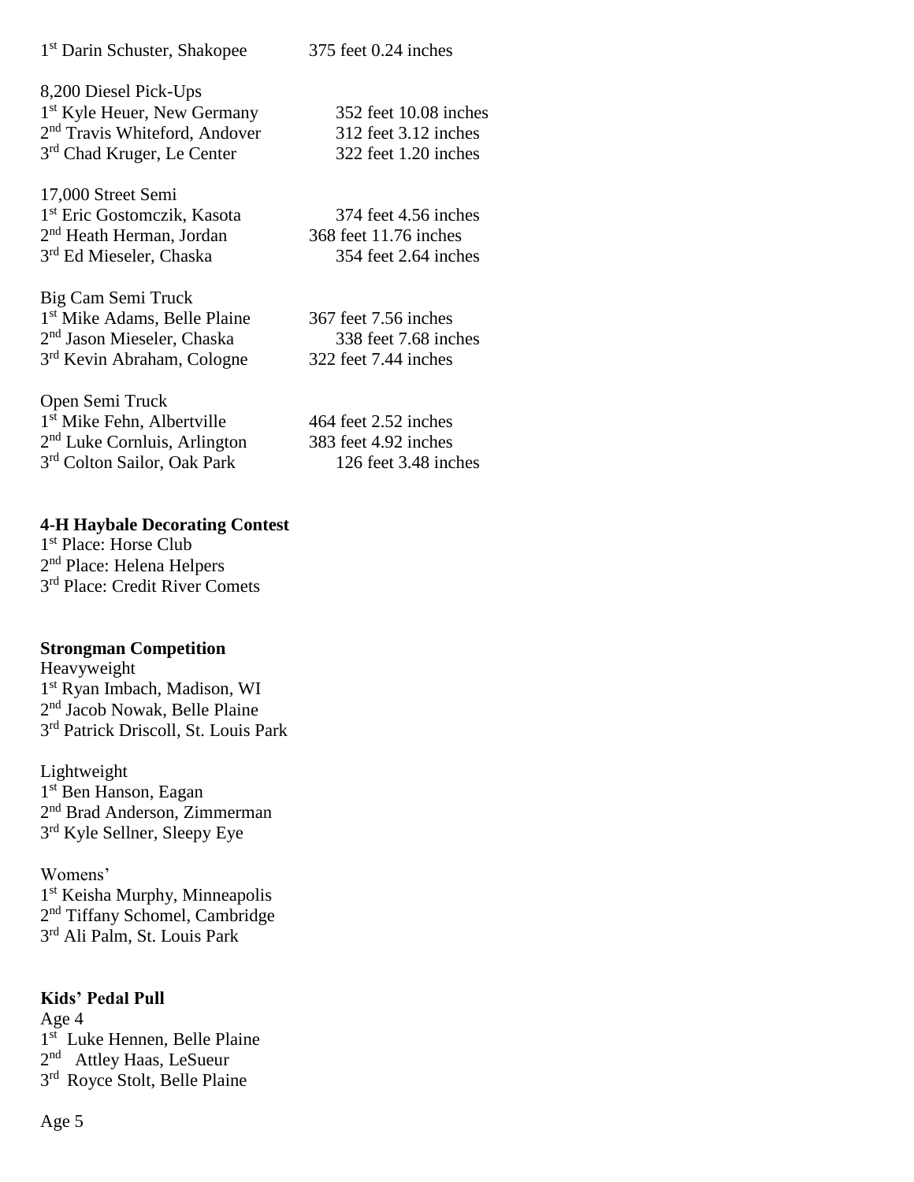1st Darin Schuster, Shakopee 375 feet 0.24 inches

8,200 Diesel Pick-Ups
1st Kyle Heuer, New Germany 352 feet 10.08 inches
2nd Travis Whiteford, Andover 312 feet 3.12 inches
3rd Chad Kruger, Le Center 322 feet 1.20 inches

17,000 Street Semi
1st Eric Gostomczik, Kasota 374 feet 4.56 inches
2nd Heath Herman, Jordan 368 feet 11.76 inches
3rd Ed Mieseler, Chaska 354 feet 2.64 inches

Big Cam Semi Truck
1st Mike Adams, Belle Plaine 367 feet 7.56 inches
2nd Jason Mieseler, Chaska 338 feet 7.68 inches
3rd Kevin Abraham, Cologne 322 feet 7.44 inches

Open Semi Truck
1st Mike Fehn, Albertville 464 feet 2.52 inches
2nd Luke Cornluis, Arlington 383 feet 4.92 inches
3rd Colton Sailor, Oak Park 126 feet 3.48 inches

**4-H Haybale Decorating Contest**
1st Place: Horse Club
2nd Place: Helena Helpers
3rd Place: Credit River Comets

**Strongman Competition**
Heavyweight
1st Ryan Imbach, Madison, WI
2nd Jacob Nowak, Belle Plaine
3rd Patrick Driscoll, St. Louis Park

Lightweight
1st Ben Hanson, Eagan
2nd Brad Anderson, Zimmerman
3rd Kyle Sellner, Sleepy Eye

Womens'
1st Keisha Murphy, Minneapolis
2nd Tiffany Schomel, Cambridge
3rd Ali Palm, St. Louis Park

**Kids' Pedal Pull**
Age 4
1st Luke Hennen, Belle Plaine
2nd Attley Haas, LeSueur
3rd Royce Stolt, Belle Plaine

Age 5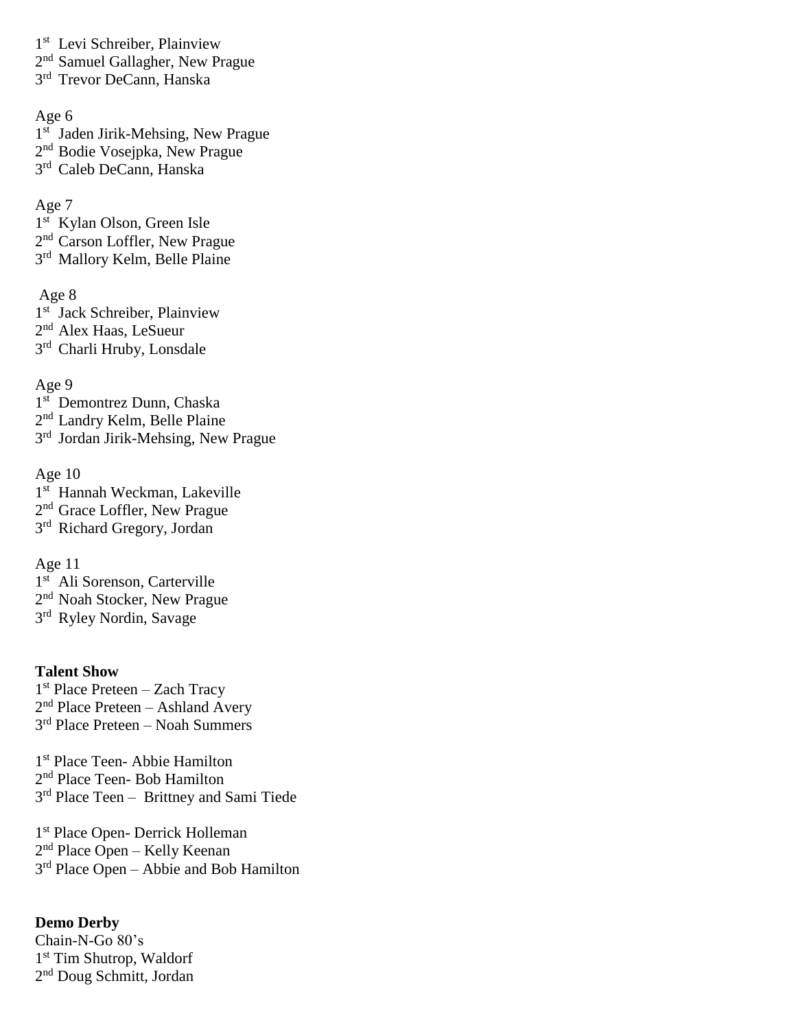1st Levi Schreiber, Plainview
2nd Samuel Gallagher, New Prague
3rd Trevor DeCann, Hanska

Age 6
1st Jaden Jirik-Mehsing, New Prague
2nd Bodie Vosejpka, New Prague
3rd Caleb DeCann, Hanska

Age 7
1st Kylan Olson, Green Isle
2nd Carson Loffler, New Prague
3rd Mallory Kelm, Belle Plaine

Age 8
1st Jack Schreiber, Plainview
2nd Alex Haas, LeSueur
3rd Charli Hruby, Lonsdale

Age 9
1st Demontrez Dunn, Chaska
2nd Landry Kelm, Belle Plaine
3rd Jordan Jirik-Mehsing, New Prague

Age 10
1st Hannah Weckman, Lakeville
2nd Grace Loffler, New Prague
3rd Richard Gregory, Jordan

Age 11
1st Ali Sorenson, Carterville
2nd Noah Stocker, New Prague
3rd Ryley Nordin, Savage

**Talent Show**
1st Place Preteen – Zach Tracy
2nd Place Preteen – Ashland Avery
3rd Place Preteen – Noah Summers

1st Place Teen- Abbie Hamilton
2nd Place Teen- Bob Hamilton
3rd Place Teen – Brittney and Sami Tiede

1st Place Open- Derrick Holleman
2nd Place Open – Kelly Keenan
3rd Place Open – Abbie and Bob Hamilton

**Demo Derby**
Chain-N-Go 80's
1st Tim Shutrop, Waldorf
2nd Doug Schmitt, Jordan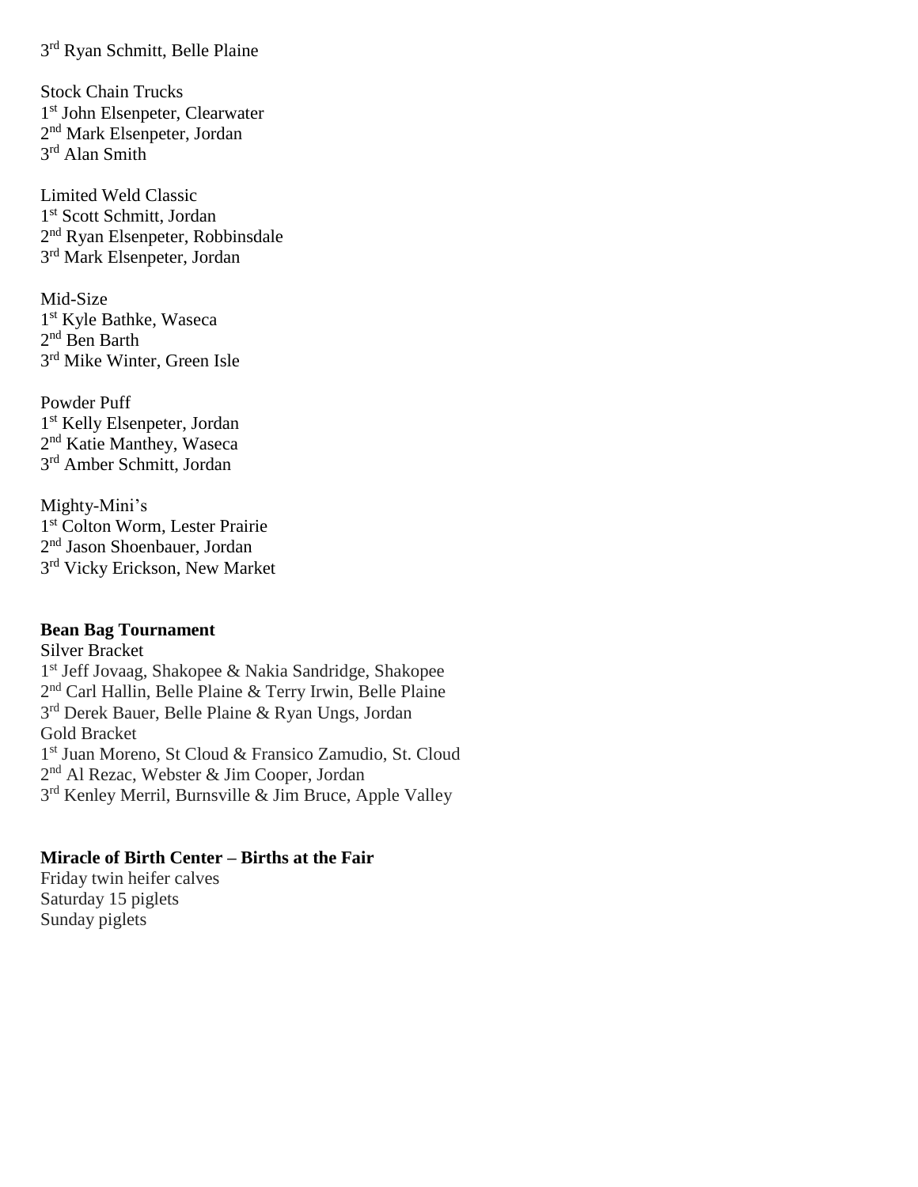3rd Ryan Schmitt, Belle Plaine

Stock Chain Trucks
1st John Elsenpeter, Clearwater
2nd Mark Elsenpeter, Jordan
3rd Alan Smith

Limited Weld Classic
1st Scott Schmitt, Jordan
2nd Ryan Elsenpeter, Robbinsdale
3rd Mark Elsenpeter, Jordan

Mid-Size
1st Kyle Bathke, Waseca
2nd Ben Barth
3rd Mike Winter, Green Isle

Powder Puff
1st Kelly Elsenpeter, Jordan
2nd Katie Manthey, Waseca
3rd Amber Schmitt, Jordan

Mighty-Mini's
1st Colton Worm, Lester Prairie
2nd Jason Shoenbauer, Jordan
3rd Vicky Erickson, New Market

**Bean Bag Tournament**
Silver Bracket
1st Jeff Jovaag, Shakopee & Nakia Sandridge, Shakopee
2nd Carl Hallin, Belle Plaine & Terry Irwin, Belle Plaine
3rd Derek Bauer, Belle Plaine & Ryan Ungs, Jordan
Gold Bracket
1st Juan Moreno, St Cloud & Fransico Zamudio, St. Cloud
2nd Al Rezac, Webster & Jim Cooper, Jordan
3rd Kenley Merril, Burnsville & Jim Bruce, Apple Valley

**Miracle of Birth Center – Births at the Fair**
Friday twin heifer calves
Saturday 15 piglets
Sunday piglets